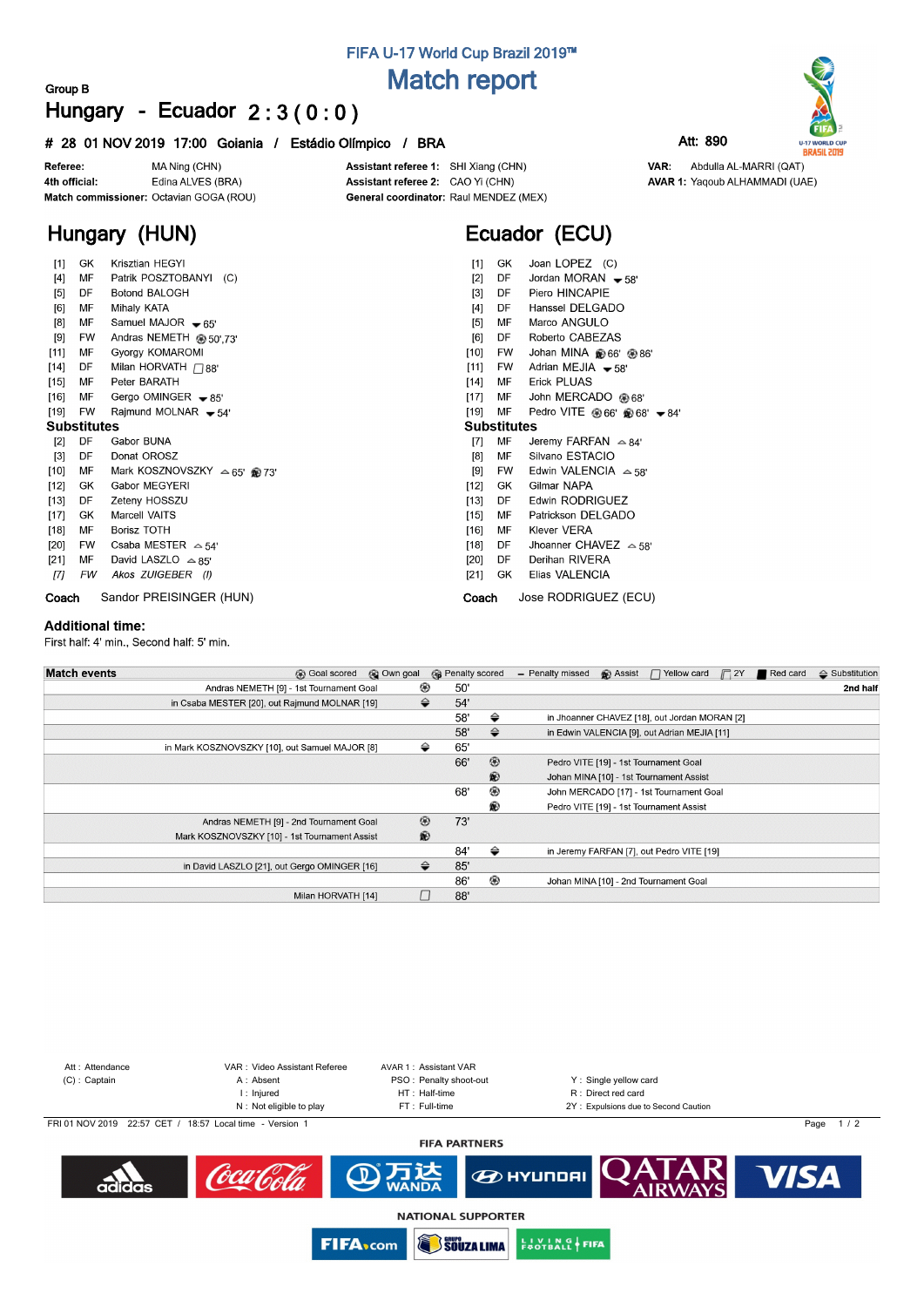FIFA U-17 World Cup Brazil 2019™

# Match report

Group B

## Hungary - Ecuador 2 : 3 ( 0 : 0 )

**# 28 01 NOV 2019 17:00 Goiania / Estádio Olímpico / BRA** Att: 890

| | | | | | |
|---|---|---|---|---|---|
| **Referee:** | MA Ning (CHN) | **Assistant referee 1:** | SHI Xiang (CHN) | **VAR:** | Abdulla AL-MARRI (QAT) |
| **4th official:** | Edina ALVES (BRA) | **Assistant referee 2:** | CAO Yi (CHN) | **AVAR 1:** | Yaqoub ALHAMMADI (UAE) |
| **Match commissioner:** | Octavian GOGA (ROU) | **General coordinator:** | Raul MENDEZ (MEX) | | |

## Hungary (HUN)

| | | | |
|---|---|---|---|
| [1] | GK | Krisztian HEGYI | |
| [4] | MF | Patrik POSZTOBANYI (C) | |
| [5] | DF | Botond BALOGH | |
| [6] | MF | Mihaly KATA | |
| [8] | MF | Samuel MAJOR | ▼65' |
| [9] | FW | Andras NEMETH | Goal 50',73' |
| [11] | MF | Gyorgy KOMAROMI | |
| [14] | DF | Milan HORVATH | Yellow card 88' |
| [15] | MF | Peter BARATH | |
| [16] | MF | Gergo OMINGER | ▼85' |
| [19] | FW | Rajmund MOLNAR | ▼54' |

**Substitutes**

| | | | |
|---|---|---|---|
| [2] | DF | Gabor BUNA | |
| [3] | DF | Donat OROSZ | |
| [10] | MF | Mark KOSZNOVSZKY | ▲65' Assist 73' |
| [12] | GK | Gabor MEGYERI | |
| [13] | DF | Zeteny HOSSZU | |
| [17] | GK | Marcell VAITS | |
| [18] | MF | Borisz TOTH | |
| [20] | FW | Csaba MESTER | ▲54' |
| [21] | MF | David LASZLO | ▲85' |
| *[7]* | *FW* | *Akos ZUIGEBER* | *(I)* |

**Coach** Sandor PREISINGER (HUN)

## Ecuador (ECU)

| | | | |
|---|---|---|---|
| [1] | GK | Joan LOPEZ (C) | |
| [2] | DF | Jordan MORAN | ▼58' |
| [3] | DF | Piero HINCAPIE | |
| [4] | DF | Hanssel DELGADO | |
| [5] | MF | Marco ANGULO | |
| [6] | DF | Roberto CABEZAS | |
| [10] | FW | Johan MINA | Assist 66' Goal 86' |
| [11] | FW | Adrian MEJIA | ▼58' |
| [14] | MF | Erick PLUAS | |
| [17] | MF | John MERCADO | Goal 68' |
| [19] | MF | Pedro VITE | Goal 66' Assist 68' ▼84' |

**Substitutes**

| | | | |
|---|---|---|---|
| [7] | MF | Jeremy FARFAN | ▲84' |
| [8] | MF | Silvano ESTACIO | |
| [9] | FW | Edwin VALENCIA | ▲58' |
| [12] | GK | Gilmar NAPA | |
| [13] | DF | Edwin RODRIGUEZ | |
| [15] | MF | Patrickson DELGADO | |
| [16] | MF | Klever VERA | |
| [18] | DF | Jhoanner CHAVEZ | ▲58' |
| [20] | DF | Derihan RIVERA | |
| [21] | GK | Elias VALENCIA | |

**Coach** Jose RODRIGUEZ (ECU)

### Additional time:

First half: 4' min., Second half: 5' min.

## Match events

Goal scored, Own goal, Penalty scored, Penalty missed, Assist, Yellow card, 2Y, Red card, Substitution

| Hungary | Event | Minute | Event | Ecuador |
|---|---|---|---|---|
| | | | | **2nd half** |
| Andras NEMETH [9] - 1st Tournament Goal | Goal | 50' | | |
| in Csaba MESTER [20], out Rajmund MOLNAR [19] | Substitution | 54' | | |
| | | 58' | Substitution | in Jhoanner CHAVEZ [18], out Jordan MORAN [2] |
| | | 58' | Substitution | in Edwin VALENCIA [9], out Adrian MEJIA [11] |
| in Mark KOSZNOVSZKY [10], out Samuel MAJOR [8] | Substitution | 65' | | |
| | | 66' | Goal | Pedro VITE [19] - 1st Tournament Goal |
| | | | Assist | Johan MINA [10] - 1st Tournament Assist |
| | | 68' | Goal | John MERCADO [17] - 1st Tournament Goal |
| | | | Assist | Pedro VITE [19] - 1st Tournament Assist |
| Andras NEMETH [9] - 2nd Tournament Goal | Goal | 73' | | |
| Mark KOSZNOVSZKY [10] - 1st Tournament Assist | Assist | | | |
| | | 84' | Substitution | in Jeremy FARFAN [7], out Pedro VITE [19] |
| in David LASZLO [21], out Gergo OMINGER [16] | Substitution | 85' | | |
| | | 86' | Goal | Johan MINA [10] - 2nd Tournament Goal |
| Milan HORVATH [14] | Yellow card | 88' | | |

Att : Attendance
(C) : Captain
VAR : Video Assistant Referee
A : Absent
I : Injured
N : Not eligible to play
AVAR 1 : Assistant VAR
PSO : Penalty shoot-out
HT : Half-time
FT : Full-time
Y : Single yellow card
R : Direct red card
2Y : Expulsions due to Second Caution

FRI 01 NOV 2019 22:57 CET / 18:57 Local time - Version 1

FIFA PARTNERS

NATIONAL SUPPORTER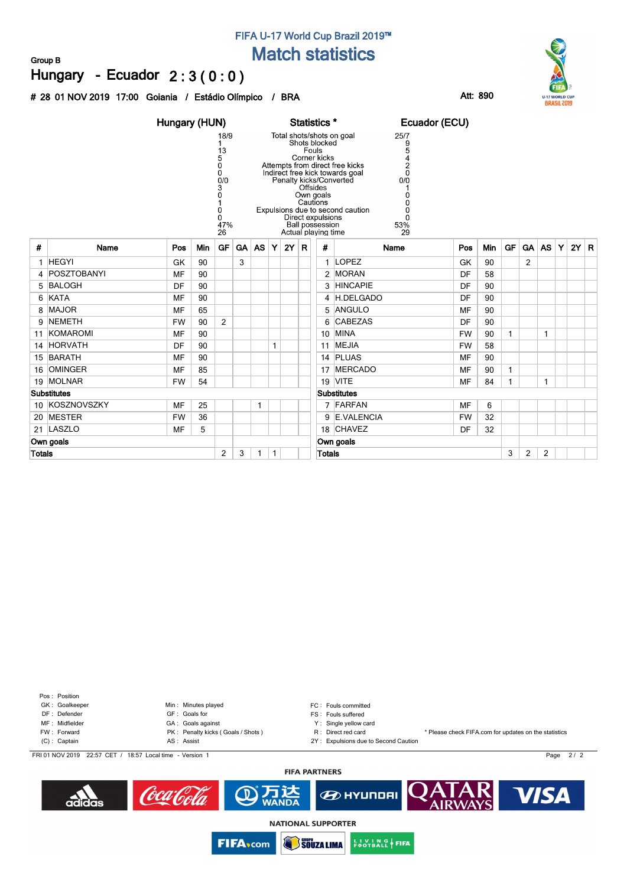FIFA U-17 World Cup Brazil 2019™

# Match statistics

Group B

## Hungary - Ecuador 2 : 3 ( 0 : 0 )

# 28 01 NOV 2019 17:00 Goiania / Estádio Olímpico / BRA

Att: 890

| Hungary (HUN) | Statistics * | Ecuador (ECU) |
|---|---|---|
| 18/9 | Total shots/shots on goal | 25/7 |
| 1 | Shots blocked | 9 |
| 13 | Fouls | 5 |
| 5 | Corner kicks | 4 |
| 0 | Attempts from direct free kicks | 2 |
| 0 | Indirect free kick towards goal | 0 |
| 0/0 | Penalty kicks/Converted | 0/0 |
| 3 | Offsides | 1 |
| 0 | Own goals | 0 |
| 1 | Cautions | 0 |
| 0 | Expulsions due to second caution | 0 |
| 0 | Direct expulsions | 0 |
| 47% | Ball possession | 53% |
| 26 | Actual playing time | 29 |

| # | Name | Pos | Min | GF | GA | AS | Y | 2Y | R |
|---|---|---|---|---|---|---|---|---|---|
| 1 | HEGYI | GK | 90 | | 3 | | | | |
| 4 | POSZTOBANYI | MF | 90 | | | | | | |
| 5 | BALOGH | DF | 90 | | | | | | |
| 6 | KATA | MF | 90 | | | | | | |
| 8 | MAJOR | MF | 65 | | | | | | |
| 9 | NEMETH | FW | 90 | 2 | | | | | |
| 11 | KOMAROMI | MF | 90 | | | | | | |
| 14 | HORVATH | DF | 90 | | | | 1 | | |
| 15 | BARATH | MF | 90 | | | | | | |
| 16 | OMINGER | MF | 85 | | | | | | |
| 19 | MOLNAR | FW | 54 | | | | | | |
| **Substitutes** | | | | | | | | | |
| 10 | KOSZNOVSZKY | MF | 25 | | | 1 | | | |
| 20 | MESTER | FW | 36 | | | | | | |
| 21 | LASZLO | MF | 5 | | | | | | |
| **Own goals** | | | | | | | | | |
| **Totals** | | | | 2 | 3 | 1 | 1 | | |

| # | Name | Pos | Min | GF | GA | AS | Y | 2Y | R |
|---|---|---|---|---|---|---|---|---|---|
| 1 | LOPEZ | GK | 90 | | 2 | | | | |
| 2 | MORAN | DF | 58 | | | | | | |
| 3 | HINCAPIE | DF | 90 | | | | | | |
| 4 | H.DELGADO | DF | 90 | | | | | | |
| 5 | ANGULO | MF | 90 | | | | | | |
| 6 | CABEZAS | DF | 90 | | | | | | |
| 10 | MINA | FW | 90 | 1 | | 1 | | | |
| 11 | MEJIA | FW | 58 | | | | | | |
| 14 | PLUAS | MF | 90 | | | | | | |
| 17 | MERCADO | MF | 90 | 1 | | | | | |
| 19 | VITE | MF | 84 | 1 | | 1 | | | |
| **Substitutes** | | | | | | | | | |
| 7 | FARFAN | MF | 6 | | | | | | |
| 9 | E.VALENCIA | FW | 32 | | | | | | |
| 18 | CHAVEZ | DF | 32 | | | | | | |
| **Own goals** | | | | | | | | | |
| **Totals** | | | | 3 | 2 | 2 | | | |

Pos : Position
GK : Goalkeeper
DF : Defender
MF : Midfielder
FW : Forward
(C) : Captain

Min : Minutes played
GF : Goals for
GA : Goals against
PK : Penalty kicks ( Goals / Shots )
AS : Assist

FC : Fouls committed
FS : Fouls suffered
Y : Single yellow card
R : Direct red card
2Y : Expulsions due to Second Caution

* Please check FIFA.com for updates on the statistics

FRI 01 NOV 2019 22:57 CET / 18:57 Local time - Version 1

FIFA PARTNERS

NATIONAL SUPPORTER